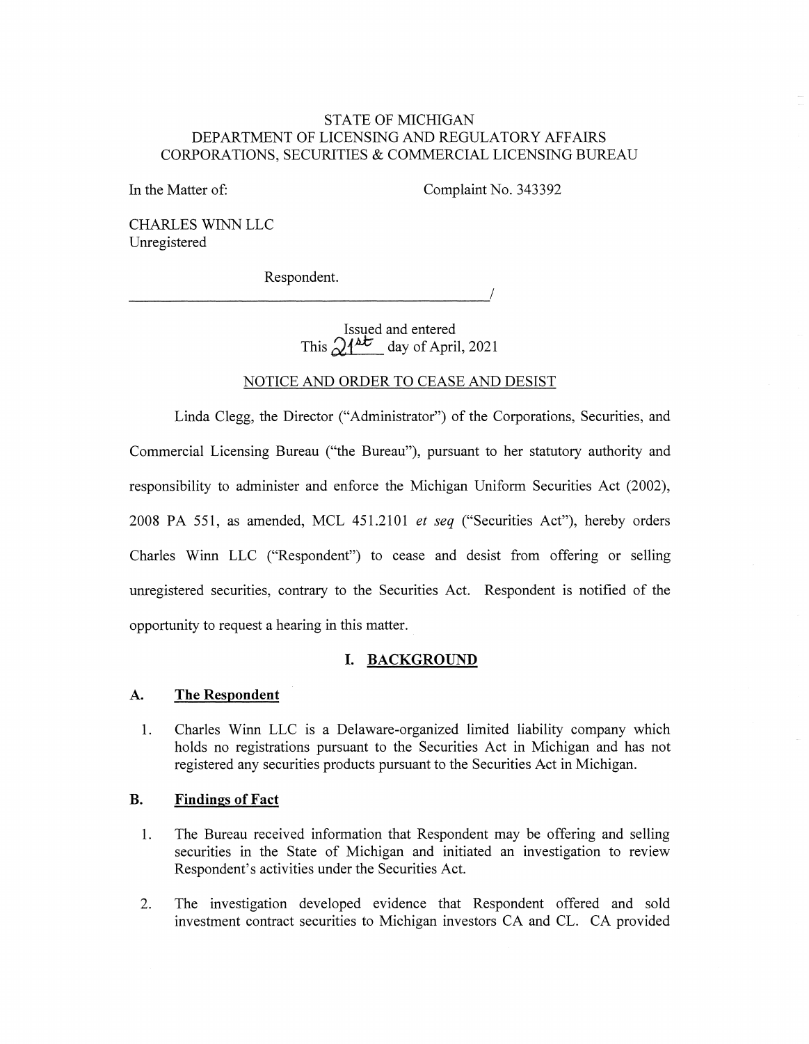STATE OF MICHIGAN
DEPARTMENT OF LICENSING AND REGULATORY AFFAIRS
CORPORATIONS, SECURITIES & COMMERCIAL LICENSING BUREAU

In the Matter of:

Complaint No. 343392

CHARLES WINN LLC
Unregistered

Respondent.

_______________________________________________/

Issued and entered
This 21st day of April, 2021

NOTICE AND ORDER TO CEASE AND DESIST

Linda Clegg, the Director ("Administrator") of the Corporations, Securities, and Commercial Licensing Bureau ("the Bureau"), pursuant to her statutory authority and responsibility to administer and enforce the Michigan Uniform Securities Act (2002), 2008 PA 551, as amended, MCL 451.2101 *et seq* ("Securities Act"), hereby orders Charles Winn LLC ("Respondent") to cease and desist from offering or selling unregistered securities, contrary to the Securities Act. Respondent is notified of the opportunity to request a hearing in this matter.

## I. BACKGROUND

### A. The Respondent

1. Charles Winn LLC is a Delaware-organized limited liability company which holds no registrations pursuant to the Securities Act in Michigan and has not registered any securities products pursuant to the Securities Act in Michigan.

### B. Findings of Fact

1. The Bureau received information that Respondent may be offering and selling securities in the State of Michigan and initiated an investigation to review Respondent's activities under the Securities Act.

2. The investigation developed evidence that Respondent offered and sold investment contract securities to Michigan investors CA and CL. CA provided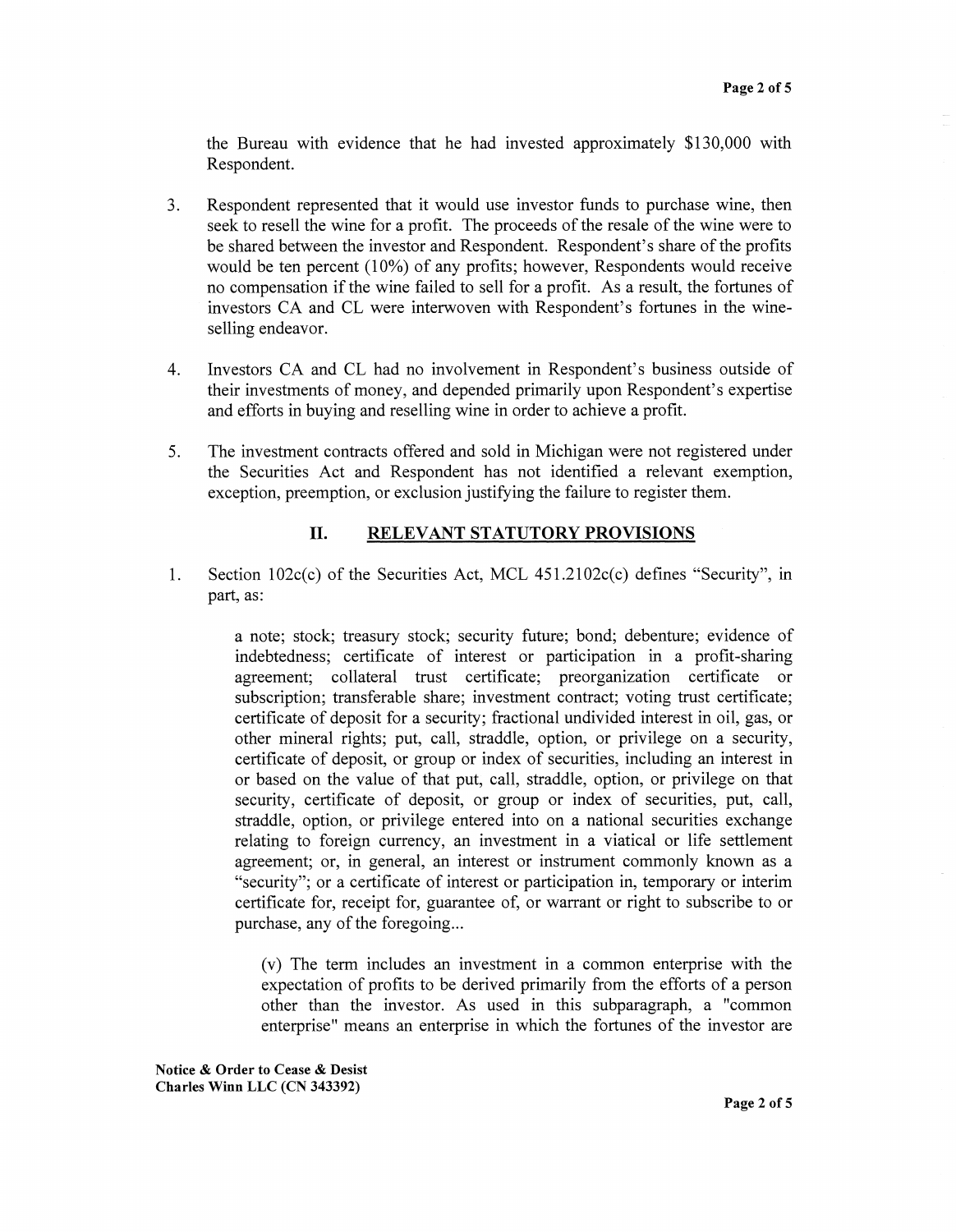the Bureau with evidence that he had invested approximately $130,000 with Respondent.

3. Respondent represented that it would use investor funds to purchase wine, then seek to resell the wine for a profit. The proceeds of the resale of the wine were to be shared between the investor and Respondent. Respondent's share of the profits would be ten percent (10%) of any profits; however, Respondents would receive no compensation if the wine failed to sell for a profit. As a result, the fortunes of investors CA and CL were interwoven with Respondent's fortunes in the wine-selling endeavor.

4. Investors CA and CL had no involvement in Respondent's business outside of their investments of money, and depended primarily upon Respondent's expertise and efforts in buying and reselling wine in order to achieve a profit.

5. The investment contracts offered and sold in Michigan were not registered under the Securities Act and Respondent has not identified a relevant exemption, exception, preemption, or exclusion justifying the failure to register them.

## II. RELEVANT STATUTORY PROVISIONS

1. Section 102c(c) of the Securities Act, MCL 451.2102c(c) defines "Security", in part, as:

> a note; stock; treasury stock; security future; bond; debenture; evidence of indebtedness; certificate of interest or participation in a profit-sharing agreement; collateral trust certificate; preorganization certificate or subscription; transferable share; investment contract; voting trust certificate; certificate of deposit for a security; fractional undivided interest in oil, gas, or other mineral rights; put, call, straddle, option, or privilege on a security, certificate of deposit, or group or index of securities, including an interest in or based on the value of that put, call, straddle, option, or privilege on that security, certificate of deposit, or group or index of securities, put, call, straddle, option, or privilege entered into on a national securities exchange relating to foreign currency, an investment in a viatical or life settlement agreement; or, in general, an interest or instrument commonly known as a "security"; or a certificate of interest or participation in, temporary or interim certificate for, receipt for, guarantee of, or warrant or right to subscribe to or purchase, any of the foregoing...
>
> (v) The term includes an investment in a common enterprise with the expectation of profits to be derived primarily from the efforts of a person other than the investor. As used in this subparagraph, a "common enterprise" means an enterprise in which the fortunes of the investor are

Notice & Order to Cease & Desist
Charles Winn LLC (CN 343392)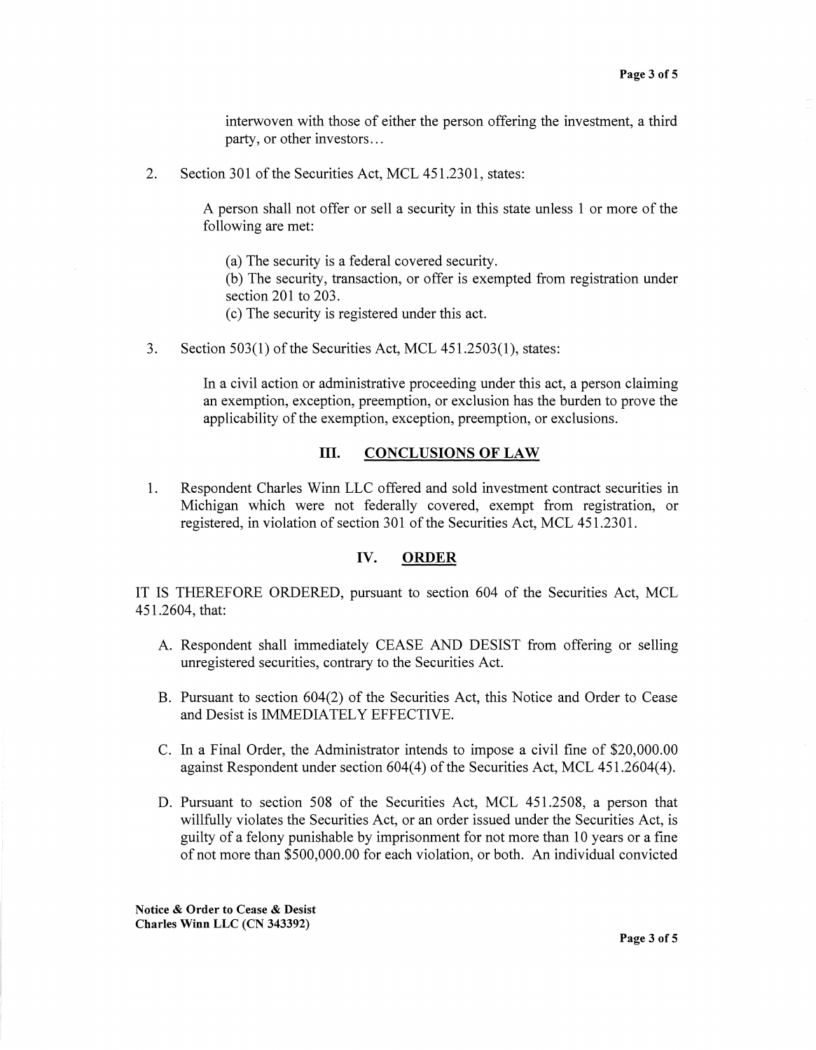interwoven with those of either the person offering the investment, a third party, or other investors…

2. Section 301 of the Securities Act, MCL 451.2301, states:

   A person shall not offer or sell a security in this state unless 1 or more of the following are met:

   (a) The security is a federal covered security.
   (b) The security, transaction, or offer is exempted from registration under section 201 to 203.
   (c) The security is registered under this act.

3. Section 503(1) of the Securities Act, MCL 451.2503(1), states:

   In a civil action or administrative proceeding under this act, a person claiming an exemption, exception, preemption, or exclusion has the burden to prove the applicability of the exemption, exception, preemption, or exclusions.

## III. CONCLUSIONS OF LAW

1. Respondent Charles Winn LLC offered and sold investment contract securities in Michigan which were not federally covered, exempt from registration, or registered, in violation of section 301 of the Securities Act, MCL 451.2301.

## IV. ORDER

IT IS THEREFORE ORDERED, pursuant to section 604 of the Securities Act, MCL 451.2604, that:

A. Respondent shall immediately CEASE AND DESIST from offering or selling unregistered securities, contrary to the Securities Act.

B. Pursuant to section 604(2) of the Securities Act, this Notice and Order to Cease and Desist is IMMEDIATELY EFFECTIVE.

C. In a Final Order, the Administrator intends to impose a civil fine of $20,000.00 against Respondent under section 604(4) of the Securities Act, MCL 451.2604(4).

D. Pursuant to section 508 of the Securities Act, MCL 451.2508, a person that willfully violates the Securities Act, or an order issued under the Securities Act, is guilty of a felony punishable by imprisonment for not more than 10 years or a fine of not more than $500,000.00 for each violation, or both. An individual convicted

**Notice & Order to Cease & Desist**
**Charles Winn LLC (CN 343392)**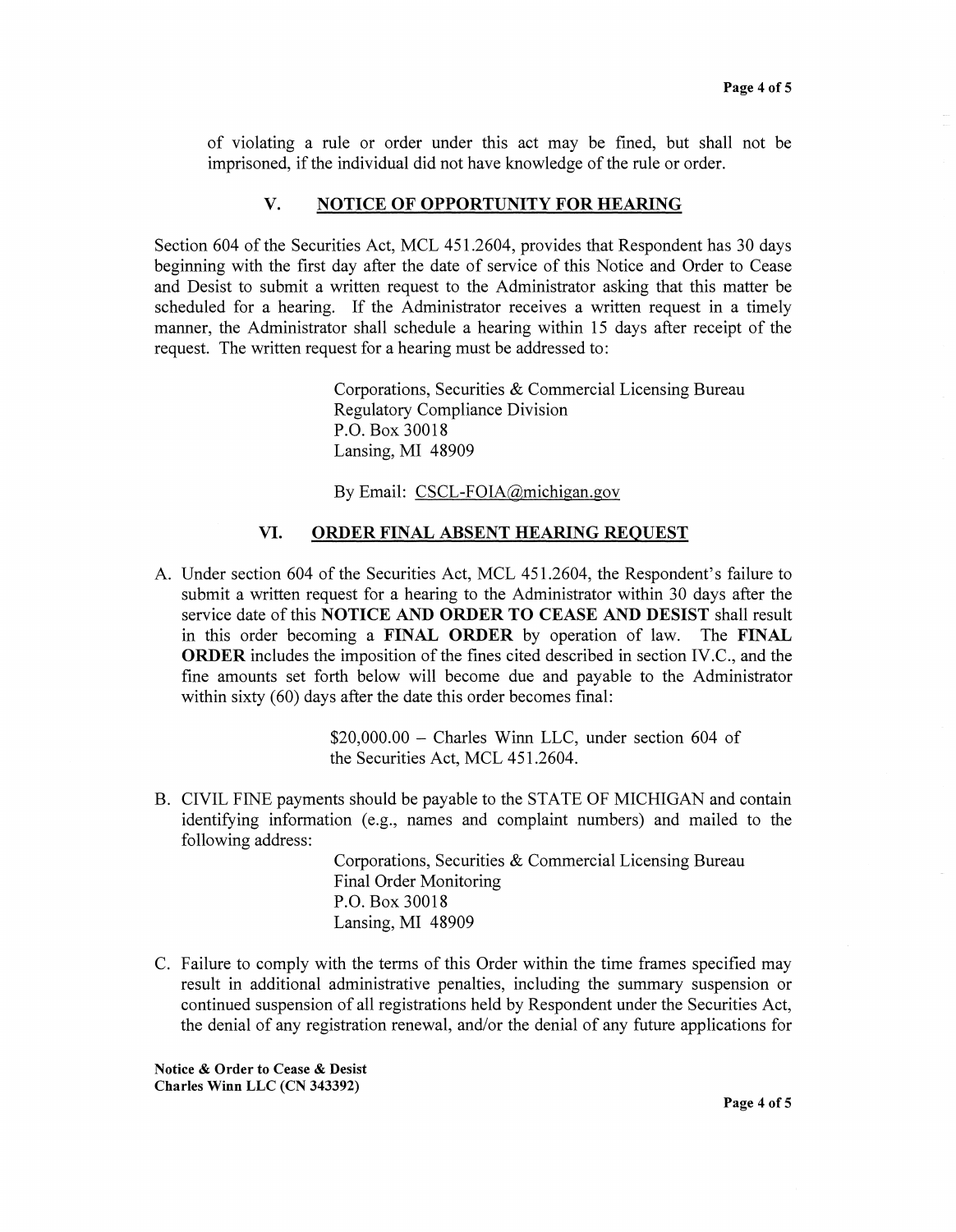of violating a rule or order under this act may be fined, but shall not be imprisoned, if the individual did not have knowledge of the rule or order.

## V. NOTICE OF OPPORTUNITY FOR HEARING

Section 604 of the Securities Act, MCL 451.2604, provides that Respondent has 30 days beginning with the first day after the date of service of this Notice and Order to Cease and Desist to submit a written request to the Administrator asking that this matter be scheduled for a hearing. If the Administrator receives a written request in a timely manner, the Administrator shall schedule a hearing within 15 days after receipt of the request. The written request for a hearing must be addressed to:

> Corporations, Securities & Commercial Licensing Bureau
> Regulatory Compliance Division
> P.O. Box 30018
> Lansing, MI 48909
>
> By Email: CSCL-FOIA@michigan.gov

## VI. ORDER FINAL ABSENT HEARING REQUEST

A. Under section 604 of the Securities Act, MCL 451.2604, the Respondent's failure to submit a written request for a hearing to the Administrator within 30 days after the service date of this **NOTICE AND ORDER TO CEASE AND DESIST** shall result in this order becoming a **FINAL ORDER** by operation of law. The **FINAL ORDER** includes the imposition of the fines cited described in section IV.C., and the fine amounts set forth below will become due and payable to the Administrator within sixty (60) days after the date this order becomes final:

> $20,000.00 – Charles Winn LLC, under section 604 of the Securities Act, MCL 451.2604.

B. CIVIL FINE payments should be payable to the STATE OF MICHIGAN and contain identifying information (e.g., names and complaint numbers) and mailed to the following address:

> Corporations, Securities & Commercial Licensing Bureau
> Final Order Monitoring
> P.O. Box 30018
> Lansing, MI 48909

C. Failure to comply with the terms of this Order within the time frames specified may result in additional administrative penalties, including the summary suspension or continued suspension of all registrations held by Respondent under the Securities Act, the denial of any registration renewal, and/or the denial of any future applications for

**Notice & Order to Cease & Desist**
**Charles Winn LLC (CN 343392)**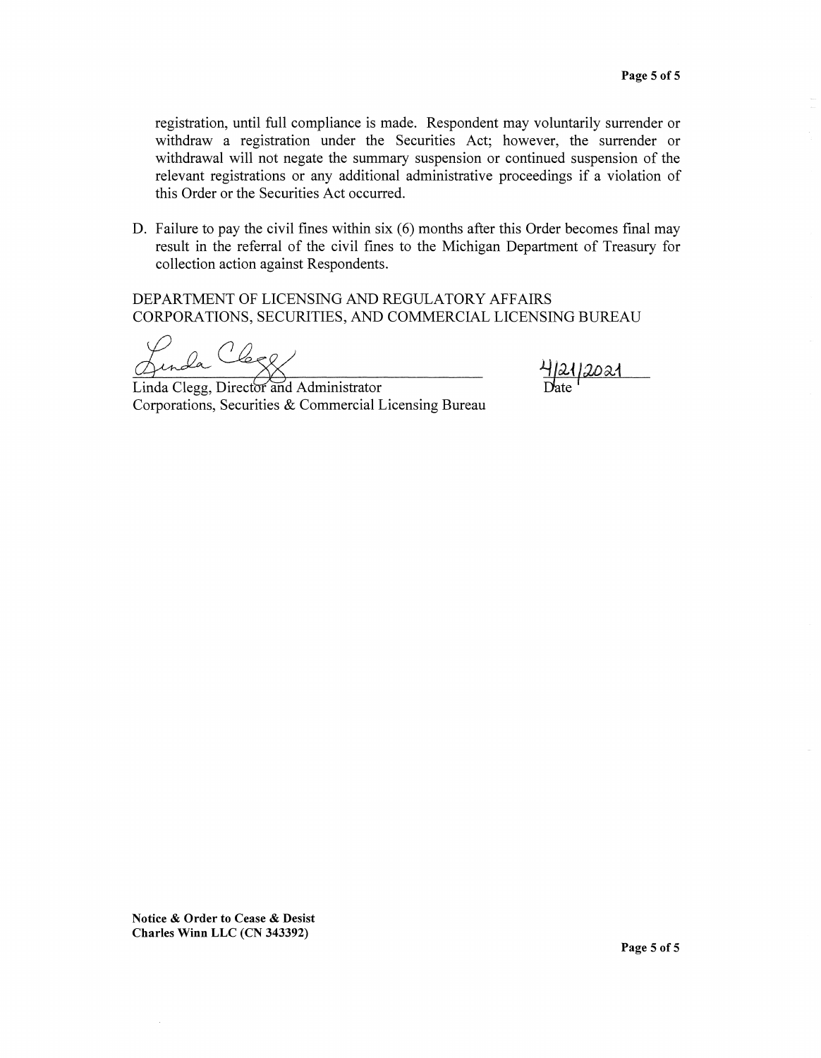registration, until full compliance is made. Respondent may voluntarily surrender or withdraw a registration under the Securities Act; however, the surrender or withdrawal will not negate the summary suspension or continued suspension of the relevant registrations or any additional administrative proceedings if a violation of this Order or the Securities Act occurred.

D. Failure to pay the civil fines within six (6) months after this Order becomes final may result in the referral of the civil fines to the Michigan Department of Treasury for collection action against Respondents.

DEPARTMENT OF LICENSING AND REGULATORY AFFAIRS
CORPORATIONS, SECURITIES, AND COMMERCIAL LICENSING BUREAU

Linda Clegg

Linda Clegg, Director and Administrator
Corporations, Securities & Commercial Licensing Bureau

4/21/2021
Date

**Notice & Order to Cease & Desist**
**Charles Winn LLC (CN 343392)**